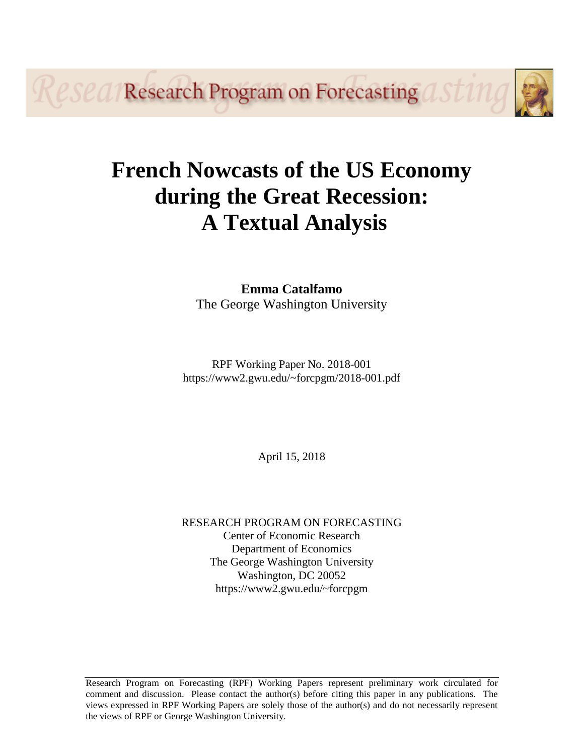Research Program on Forecasting

# French Nowcasts of the US Economy during the Great Recession: A Textual Analysis

**Emma Catalfamo**
The George Washington University

RPF Working Paper No. 2018-001
https://www2.gwu.edu/~forcpgm/2018-001.pdf

April 15, 2018

RESEARCH PROGRAM ON FORECASTING
Center of Economic Research
Department of Economics
The George Washington University
Washington, DC 20052
https://www2.gwu.edu/~forcpgm

Research Program on Forecasting (RPF) Working Papers represent preliminary work circulated for comment and discussion. Please contact the author(s) before citing this paper in any publications. The views expressed in RPF Working Papers are solely those of the author(s) and do not necessarily represent the views of RPF or George Washington University.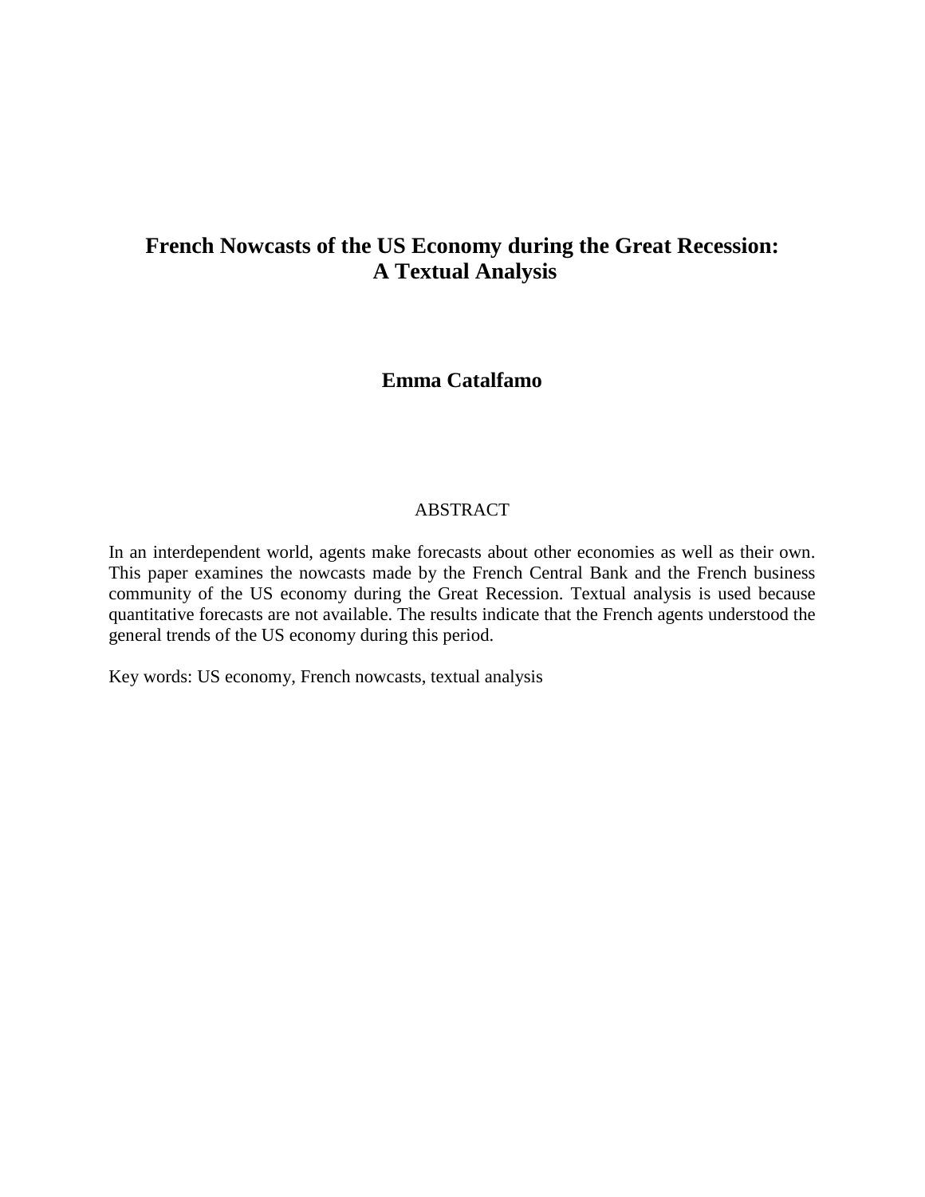# French Nowcasts of the US Economy during the Great Recession: A Textual Analysis

**Emma Catalfamo**

ABSTRACT

In an interdependent world, agents make forecasts about other economies as well as their own. This paper examines the nowcasts made by the French Central Bank and the French business community of the US economy during the Great Recession. Textual analysis is used because quantitative forecasts are not available. The results indicate that the French agents understood the general trends of the US economy during this period.

Key words: US economy, French nowcasts, textual analysis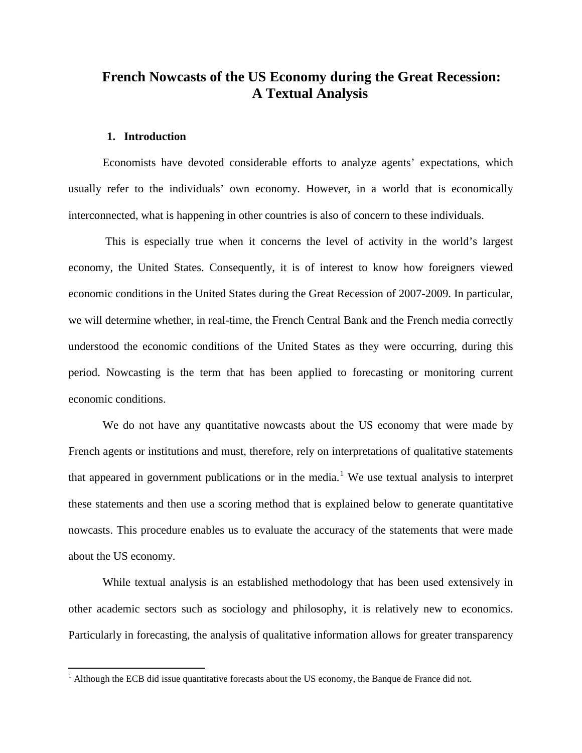# French Nowcasts of the US Economy during the Great Recession: A Textual Analysis

## 1. Introduction

Economists have devoted considerable efforts to analyze agents' expectations, which usually refer to the individuals' own economy. However, in a world that is economically interconnected, what is happening in other countries is also of concern to these individuals.

This is especially true when it concerns the level of activity in the world's largest economy, the United States. Consequently, it is of interest to know how foreigners viewed economic conditions in the United States during the Great Recession of 2007-2009. In particular, we will determine whether, in real-time, the French Central Bank and the French media correctly understood the economic conditions of the United States as they were occurring, during this period. Nowcasting is the term that has been applied to forecasting or monitoring current economic conditions.

We do not have any quantitative nowcasts about the US economy that were made by French agents or institutions and must, therefore, rely on interpretations of qualitative statements that appeared in government publications or in the media.[1] We use textual analysis to interpret these statements and then use a scoring method that is explained below to generate quantitative nowcasts. This procedure enables us to evaluate the accuracy of the statements that were made about the US economy.

While textual analysis is an established methodology that has been used extensively in other academic sectors such as sociology and philosophy, it is relatively new to economics. Particularly in forecasting, the analysis of qualitative information allows for greater transparency

[1] Although the ECB did issue quantitative forecasts about the US economy, the Banque de France did not.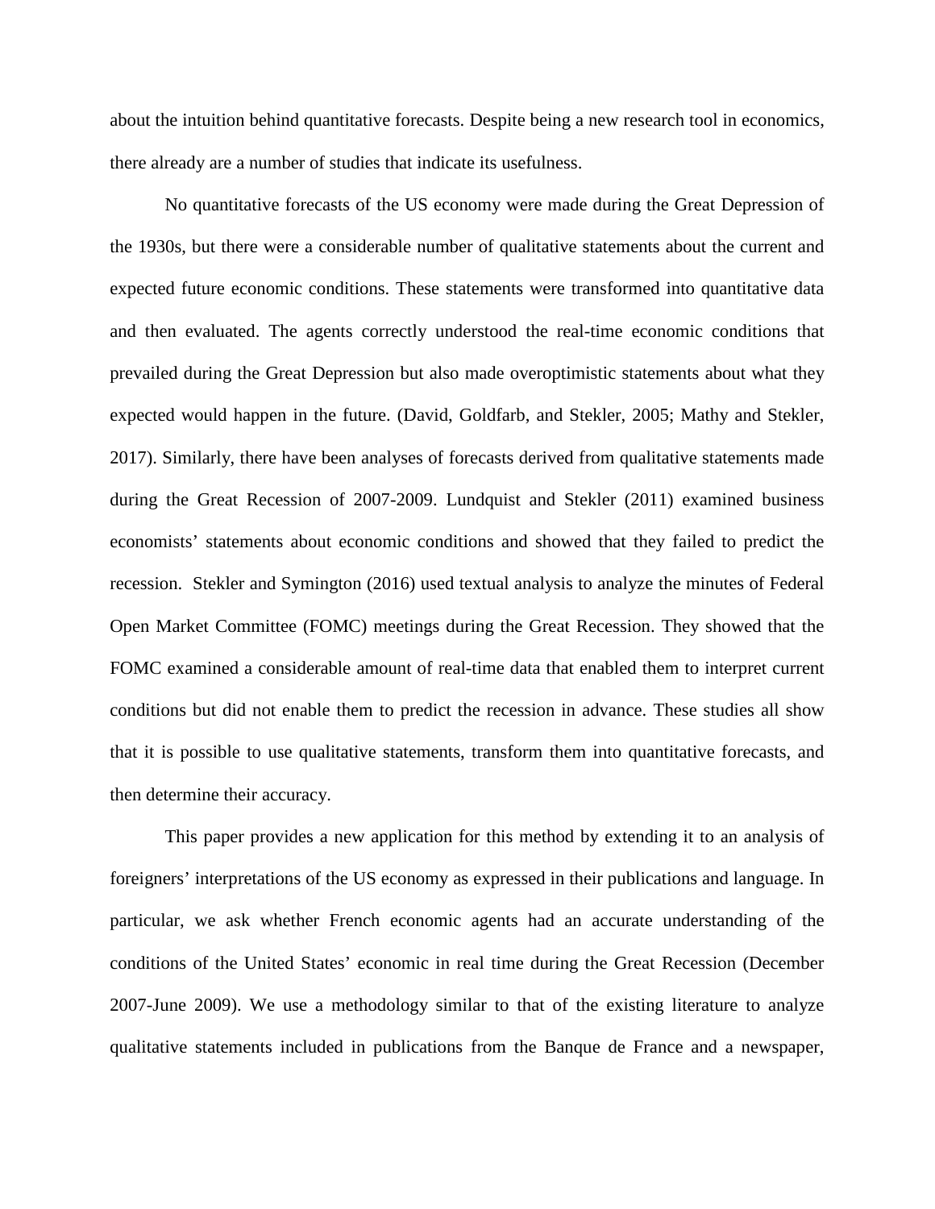about the intuition behind quantitative forecasts. Despite being a new research tool in economics, there already are a number of studies that indicate its usefulness.

No quantitative forecasts of the US economy were made during the Great Depression of the 1930s, but there were a considerable number of qualitative statements about the current and expected future economic conditions. These statements were transformed into quantitative data and then evaluated. The agents correctly understood the real-time economic conditions that prevailed during the Great Depression but also made overoptimistic statements about what they expected would happen in the future. (David, Goldfarb, and Stekler, 2005; Mathy and Stekler, 2017). Similarly, there have been analyses of forecasts derived from qualitative statements made during the Great Recession of 2007-2009. Lundquist and Stekler (2011) examined business economists' statements about economic conditions and showed that they failed to predict the recession. Stekler and Symington (2016) used textual analysis to analyze the minutes of Federal Open Market Committee (FOMC) meetings during the Great Recession. They showed that the FOMC examined a considerable amount of real-time data that enabled them to interpret current conditions but did not enable them to predict the recession in advance. These studies all show that it is possible to use qualitative statements, transform them into quantitative forecasts, and then determine their accuracy.

This paper provides a new application for this method by extending it to an analysis of foreigners' interpretations of the US economy as expressed in their publications and language. In particular, we ask whether French economic agents had an accurate understanding of the conditions of the United States' economic in real time during the Great Recession (December 2007-June 2009). We use a methodology similar to that of the existing literature to analyze qualitative statements included in publications from the Banque de France and a newspaper,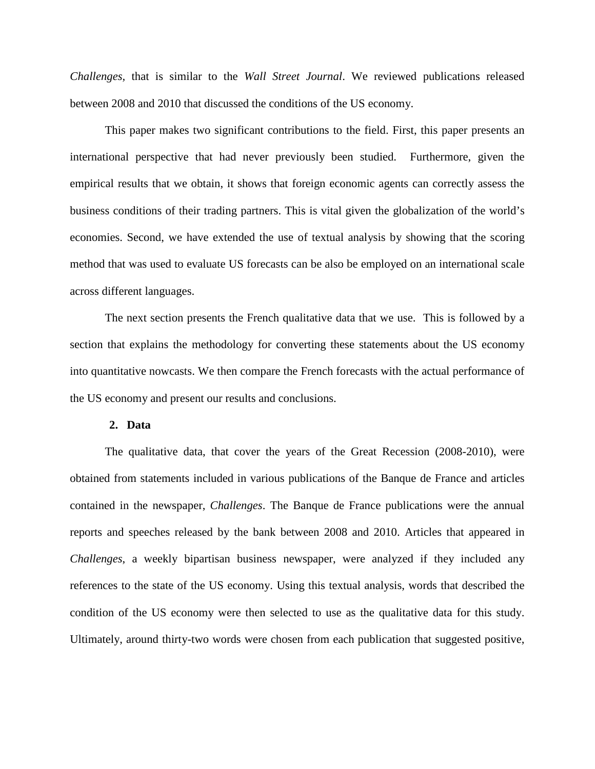*Challenges*, that is similar to the *Wall Street Journal*. We reviewed publications released between 2008 and 2010 that discussed the conditions of the US economy.

This paper makes two significant contributions to the field. First, this paper presents an international perspective that had never previously been studied. Furthermore, given the empirical results that we obtain, it shows that foreign economic agents can correctly assess the business conditions of their trading partners. This is vital given the globalization of the world's economies. Second, we have extended the use of textual analysis by showing that the scoring method that was used to evaluate US forecasts can be also be employed on an international scale across different languages.

The next section presents the French qualitative data that we use. This is followed by a section that explains the methodology for converting these statements about the US economy into quantitative nowcasts. We then compare the French forecasts with the actual performance of the US economy and present our results and conclusions.

## 2. Data

The qualitative data, that cover the years of the Great Recession (2008-2010), were obtained from statements included in various publications of the Banque de France and articles contained in the newspaper, *Challenges*. The Banque de France publications were the annual reports and speeches released by the bank between 2008 and 2010. Articles that appeared in *Challenges*, a weekly bipartisan business newspaper, were analyzed if they included any references to the state of the US economy. Using this textual analysis, words that described the condition of the US economy were then selected to use as the qualitative data for this study. Ultimately, around thirty-two words were chosen from each publication that suggested positive,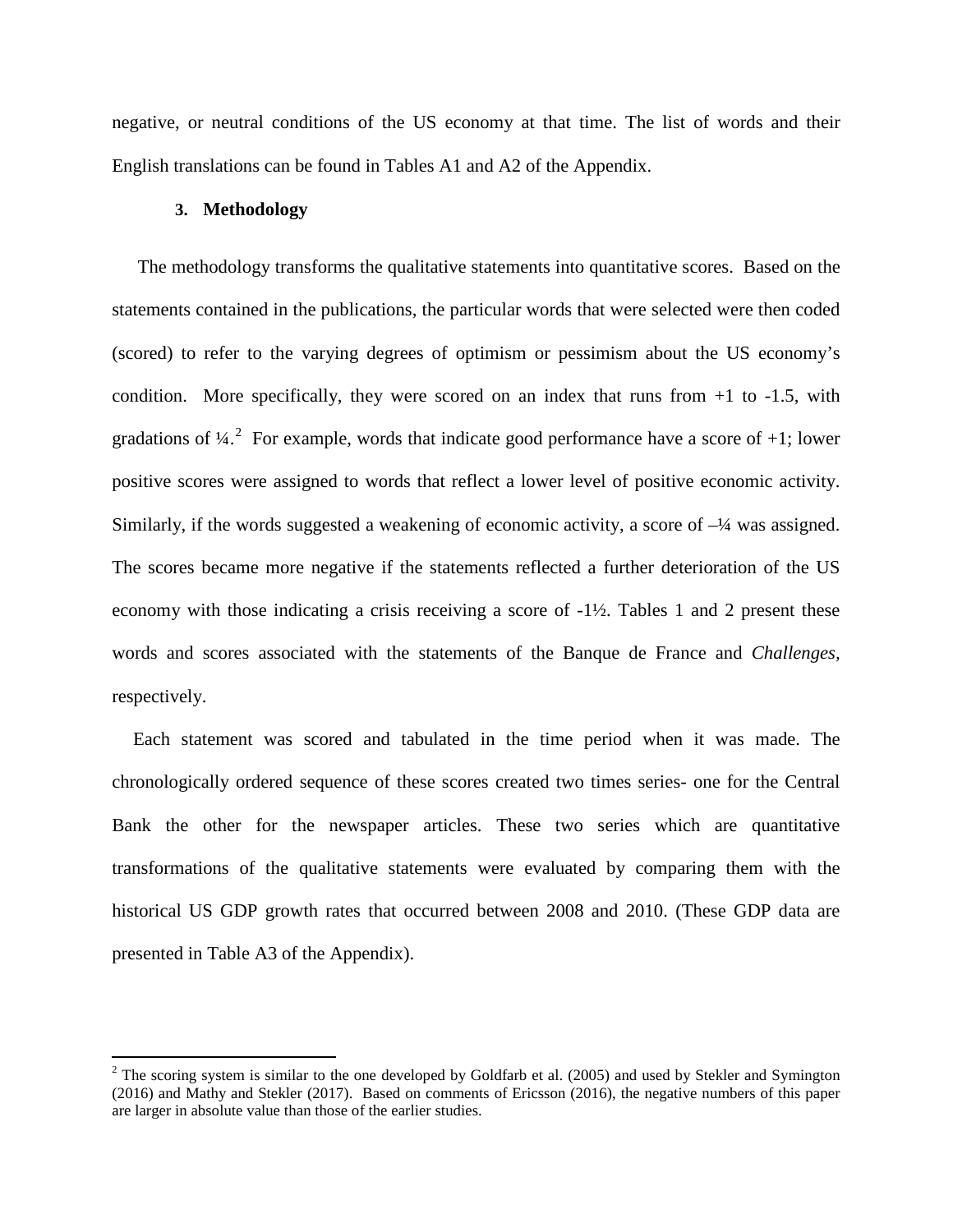negative, or neutral conditions of the US economy at that time. The list of words and their English translations can be found in Tables A1 and A2 of the Appendix.

## 3. Methodology

The methodology transforms the qualitative statements into quantitative scores. Based on the statements contained in the publications, the particular words that were selected were then coded (scored) to refer to the varying degrees of optimism or pessimism about the US economy's condition. More specifically, they were scored on an index that runs from +1 to -1.5, with gradations of ¼.[2] For example, words that indicate good performance have a score of +1; lower positive scores were assigned to words that reflect a lower level of positive economic activity. Similarly, if the words suggested a weakening of economic activity, a score of –¼ was assigned. The scores became more negative if the statements reflected a further deterioration of the US economy with those indicating a crisis receiving a score of -1½. Tables 1 and 2 present these words and scores associated with the statements of the Banque de France and *Challenges*, respectively.

Each statement was scored and tabulated in the time period when it was made. The chronologically ordered sequence of these scores created two times series- one for the Central Bank the other for the newspaper articles. These two series which are quantitative transformations of the qualitative statements were evaluated by comparing them with the historical US GDP growth rates that occurred between 2008 and 2010. (These GDP data are presented in Table A3 of the Appendix).

[2] The scoring system is similar to the one developed by Goldfarb et al. (2005) and used by Stekler and Symington (2016) and Mathy and Stekler (2017). Based on comments of Ericsson (2016), the negative numbers of this paper are larger in absolute value than those of the earlier studies.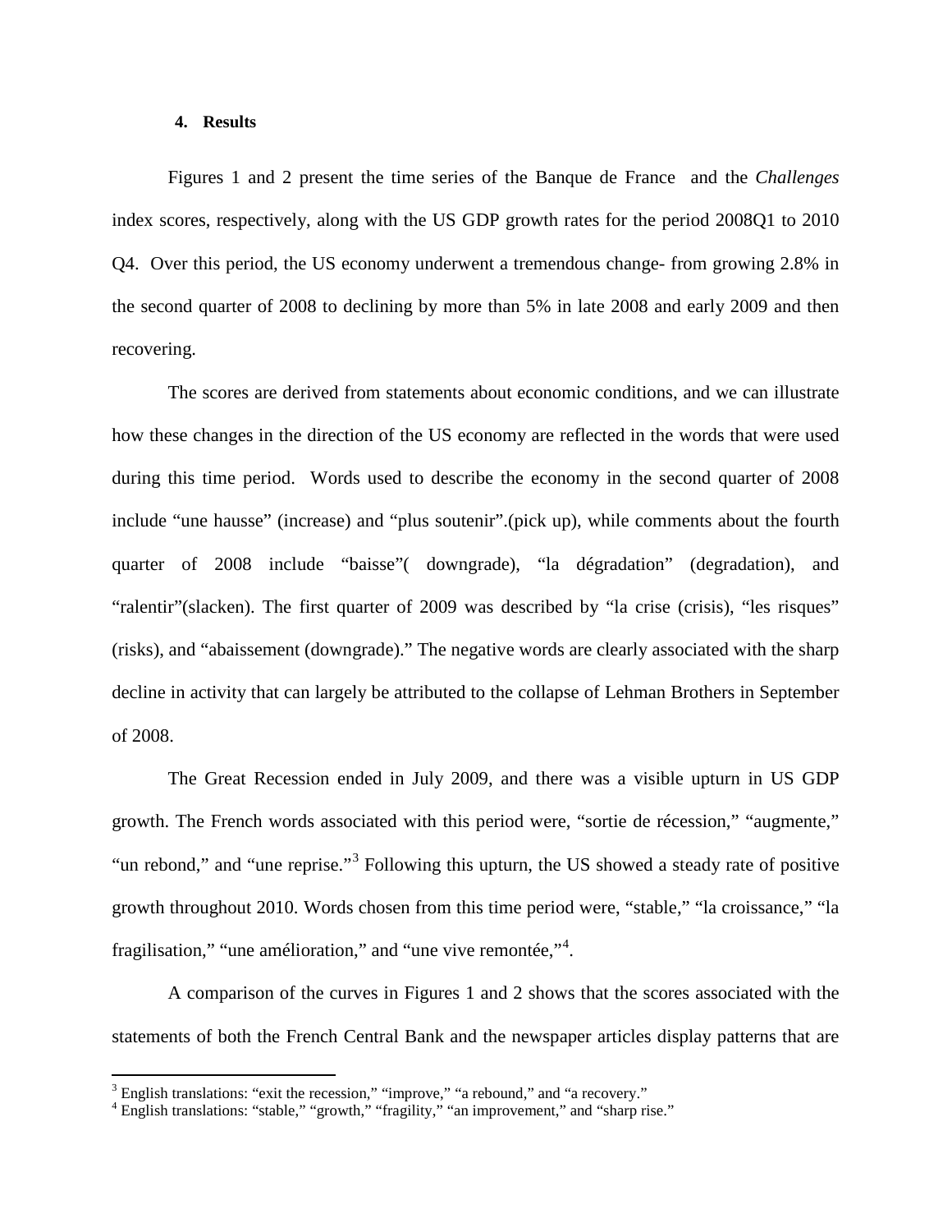### 4. Results

Figures 1 and 2 present the time series of the Banque de France and the *Challenges* index scores, respectively, along with the US GDP growth rates for the period 2008Q1 to 2010 Q4. Over this period, the US economy underwent a tremendous change- from growing 2.8% in the second quarter of 2008 to declining by more than 5% in late 2008 and early 2009 and then recovering.

The scores are derived from statements about economic conditions, and we can illustrate how these changes in the direction of the US economy are reflected in the words that were used during this time period. Words used to describe the economy in the second quarter of 2008 include "une hausse" (increase) and "plus soutenir".(pick up), while comments about the fourth quarter of 2008 include "baisse"( downgrade), "la dégradation" (degradation), and "ralentir"(slacken). The first quarter of 2009 was described by "la crise (crisis), "les risques" (risks), and "abaissement (downgrade)." The negative words are clearly associated with the sharp decline in activity that can largely be attributed to the collapse of Lehman Brothers in September of 2008.

The Great Recession ended in July 2009, and there was a visible upturn in US GDP growth. The French words associated with this period were, "sortie de récession," "augmente," "un rebond," and "une reprise."[3] Following this upturn, the US showed a steady rate of positive growth throughout 2010. Words chosen from this time period were, "stable," "la croissance," "la fragilisation," "une amélioration," and "une vive remontée,"[4].

A comparison of the curves in Figures 1 and 2 shows that the scores associated with the statements of both the French Central Bank and the newspaper articles display patterns that are

[3] English translations: "exit the recession," "improve," "a rebound," and "a recovery."

[4] English translations: "stable," "growth," "fragility," "an improvement," and "sharp rise."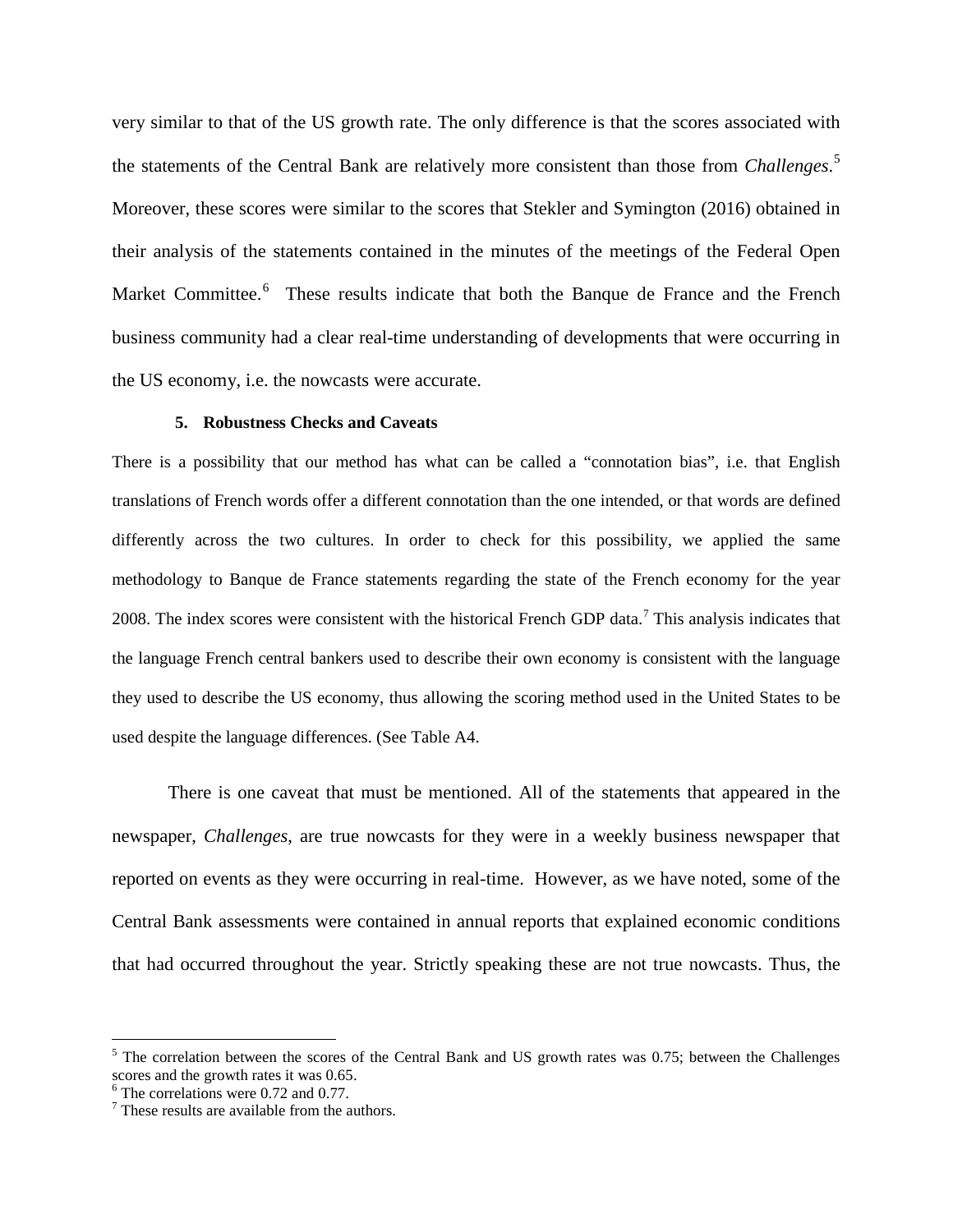very similar to that of the US growth rate. The only difference is that the scores associated with the statements of the Central Bank are relatively more consistent than those from *Challenges*.[5] Moreover, these scores were similar to the scores that Stekler and Symington (2016) obtained in their analysis of the statements contained in the minutes of the meetings of the Federal Open Market Committee.[6] These results indicate that both the Banque de France and the French business community had a clear real-time understanding of developments that were occurring in the US economy, i.e. the nowcasts were accurate.

## 5. Robustness Checks and Caveats

There is a possibility that our method has what can be called a "connotation bias", i.e. that English translations of French words offer a different connotation than the one intended, or that words are defined differently across the two cultures. In order to check for this possibility, we applied the same methodology to Banque de France statements regarding the state of the French economy for the year 2008. The index scores were consistent with the historical French GDP data.[7] This analysis indicates that the language French central bankers used to describe their own economy is consistent with the language they used to describe the US economy, thus allowing the scoring method used in the United States to be used despite the language differences. (See Table A4.

There is one caveat that must be mentioned. All of the statements that appeared in the newspaper, *Challenges*, are true nowcasts for they were in a weekly business newspaper that reported on events as they were occurring in real-time. However, as we have noted, some of the Central Bank assessments were contained in annual reports that explained economic conditions that had occurred throughout the year. Strictly speaking these are not true nowcasts. Thus, the

---

[5] The correlation between the scores of the Central Bank and US growth rates was 0.75; between the Challenges scores and the growth rates it was 0.65.

[6] The correlations were 0.72 and 0.77.

[7] These results are available from the authors.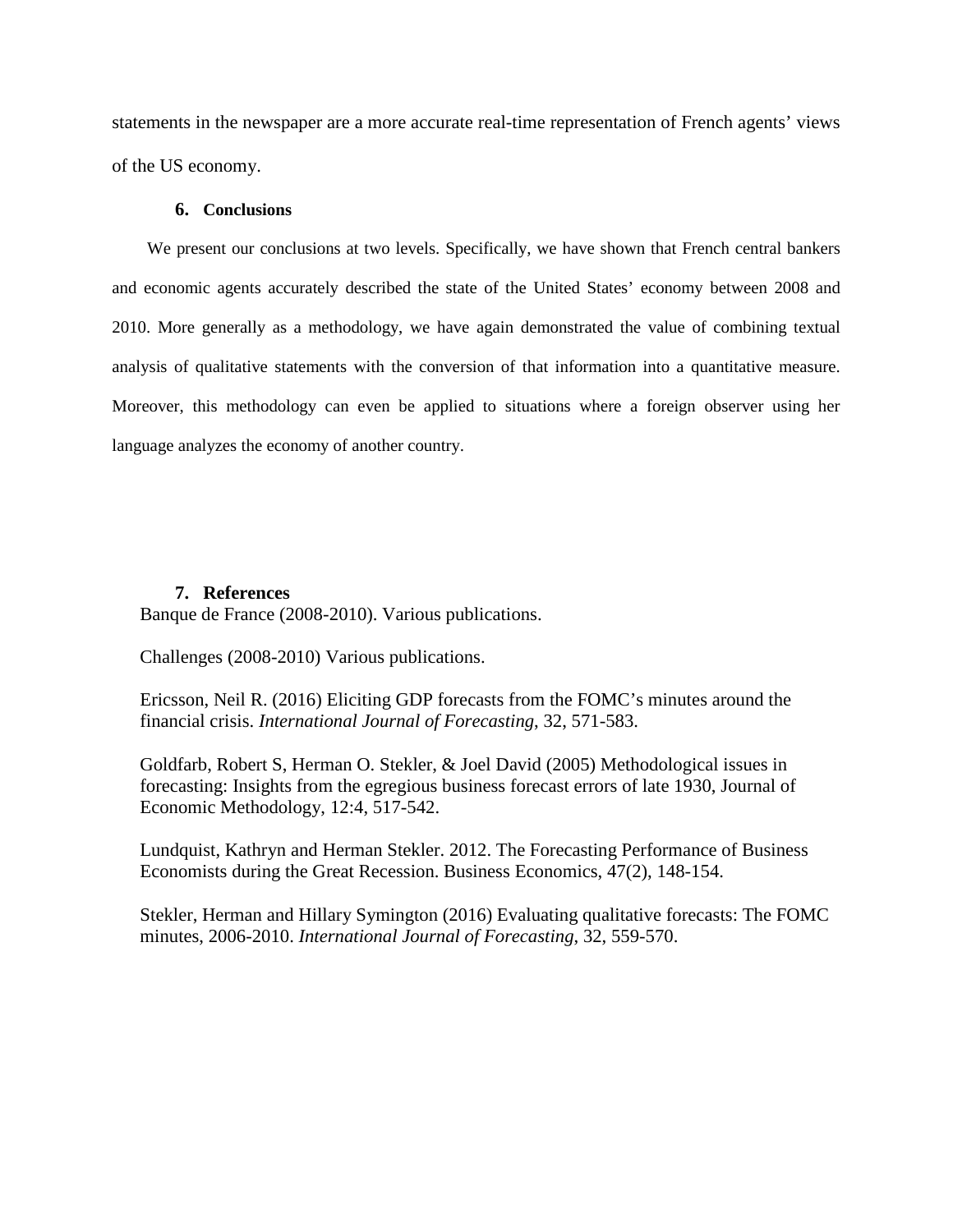statements in the newspaper are a more accurate real-time representation of French agents' views of the US economy.

## 6. Conclusions

We present our conclusions at two levels. Specifically, we have shown that French central bankers and economic agents accurately described the state of the United States' economy between 2008 and 2010. More generally as a methodology, we have again demonstrated the value of combining textual analysis of qualitative statements with the conversion of that information into a quantitative measure. Moreover, this methodology can even be applied to situations where a foreign observer using her language analyzes the economy of another country.

## 7. References

Banque de France (2008-2010). Various publications.

Challenges (2008-2010) Various publications.

Ericsson, Neil R. (2016) Eliciting GDP forecasts from the FOMC's minutes around the financial crisis. *International Journal of Forecasting*, 32, 571-583.

Goldfarb, Robert S, Herman O. Stekler, & Joel David (2005) Methodological issues in forecasting: Insights from the egregious business forecast errors of late 1930, Journal of Economic Methodology, 12:4, 517-542.

Lundquist, Kathryn and Herman Stekler. 2012. The Forecasting Performance of Business Economists during the Great Recession. Business Economics, 47(2), 148-154.

Stekler, Herman and Hillary Symington (2016) Evaluating qualitative forecasts: The FOMC minutes, 2006-2010. *International Journal of Forecasting*, 32, 559-570.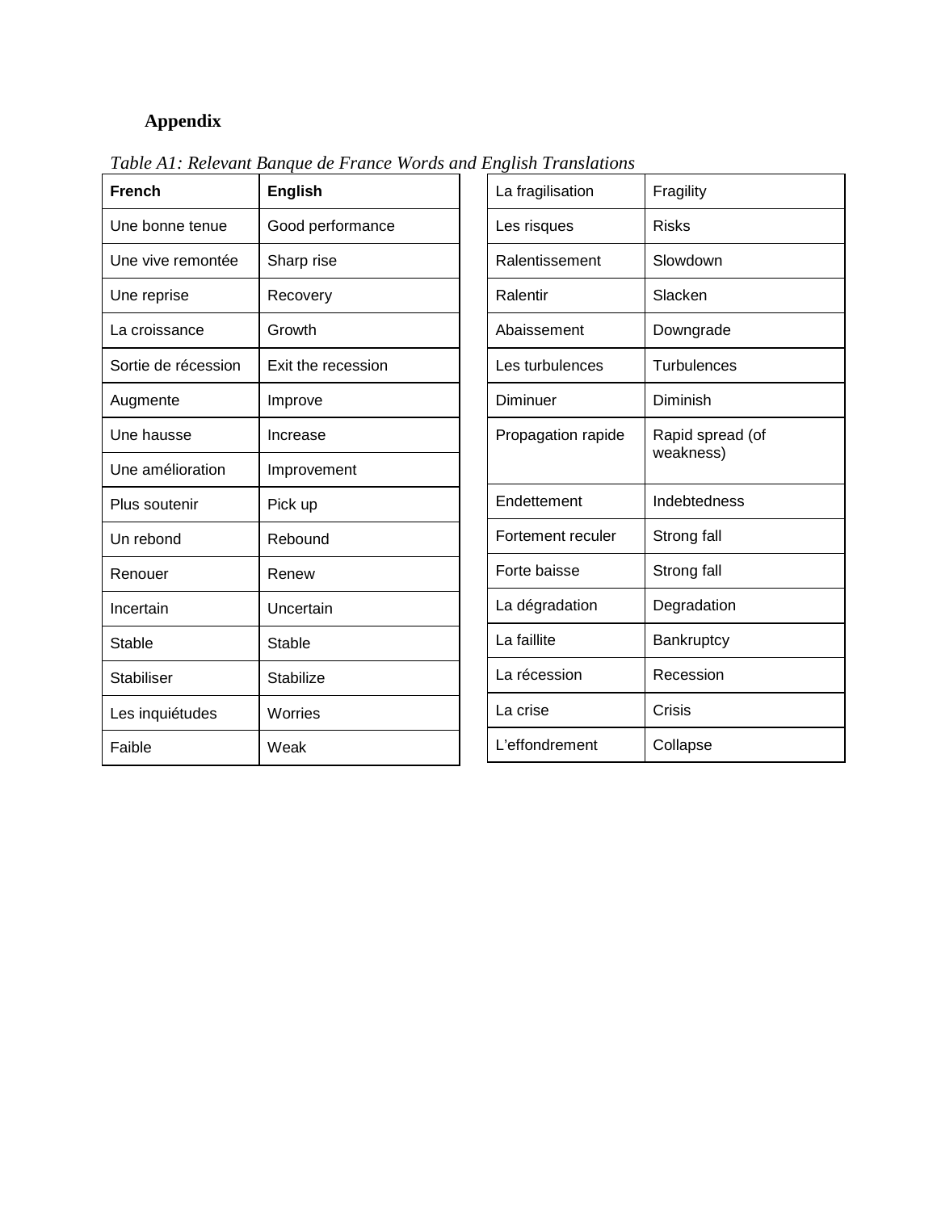## Appendix

*Table A1: Relevant Banque de France Words and English Translations*

| French | English |
|---|---|
| Une bonne tenue | Good performance |
| Une vive remontée | Sharp rise |
| Une reprise | Recovery |
| La croissance | Growth |
| Sortie de récession | Exit the recession |
| Augmente | Improve |
| Une hausse | Increase |
| Une amélioration | Improvement |
| Plus soutenir | Pick up |
| Un rebond | Rebound |
| Renouer | Renew |
| Incertain | Uncertain |
| Stable | Stable |
| Stabiliser | Stabilize |
| Les inquiétudes | Worries |
| Faible | Weak |
| La fragilisation | Fragility |
| Les risques | Risks |
| Ralentissement | Slowdown |
| Ralentir | Slacken |
| Abaissement | Downgrade |
| Les turbulences | Turbulences |
| Diminuer | Diminish |
| Propagation rapide | Rapid spread (of weakness) |
| Endettement | Indebtedness |
| Fortement reculer | Strong fall |
| Forte baisse | Strong fall |
| La dégradation | Degradation |
| La faillite | Bankruptcy |
| La récession | Recession |
| La crise | Crisis |
| L'effondrement | Collapse |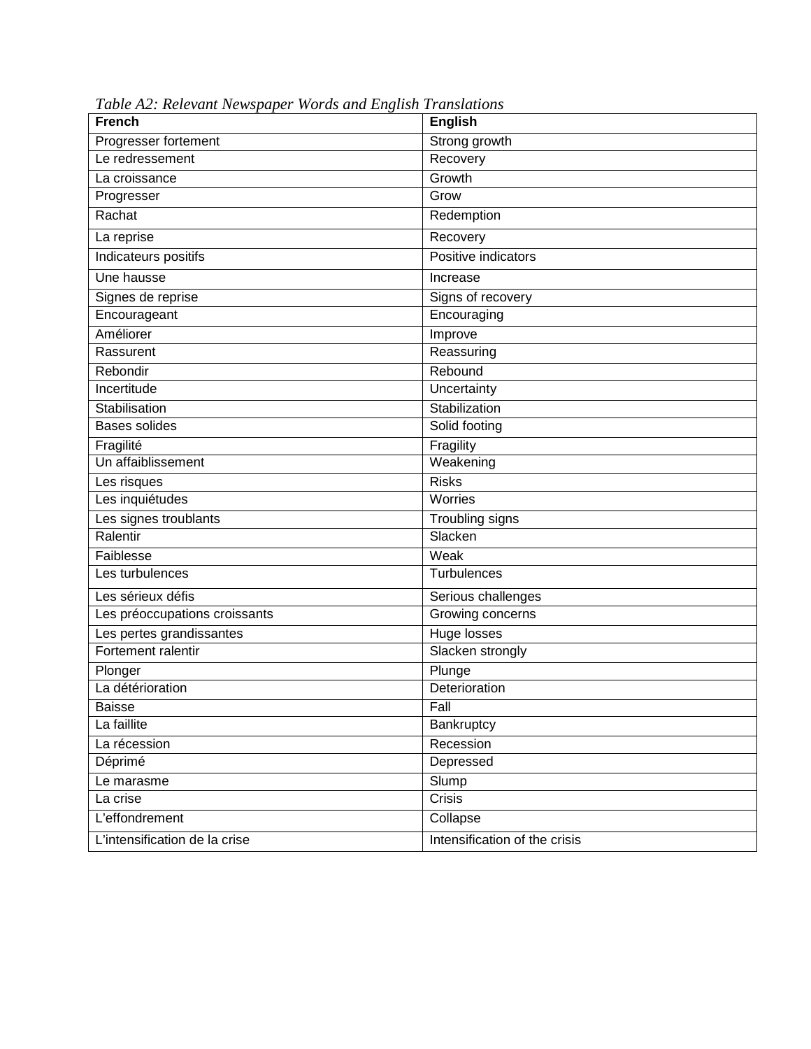*Table A2: Relevant Newspaper Words and English Translations*

| French | English |
|---|---|
| Progresser fortement | Strong growth |
| Le redressement | Recovery |
| La croissance | Growth |
| Progresser | Grow |
| Rachat | Redemption |
| La reprise | Recovery |
| Indicateurs positifs | Positive indicators |
| Une hausse | Increase |
| Signes de reprise | Signs of recovery |
| Encourageant | Encouraging |
| Améliorer | Improve |
| Rassurent | Reassuring |
| Rebondir | Rebound |
| Incertitude | Uncertainty |
| Stabilisation | Stabilization |
| Bases solides | Solid footing |
| Fragilité | Fragility |
| Un affaiblissement | Weakening |
| Les risques | Risks |
| Les inquiétudes | Worries |
| Les signes troublants | Troubling signs |
| Ralentir | Slacken |
| Faiblesse | Weak |
| Les turbulences | Turbulences |
| Les sérieux défis | Serious challenges |
| Les préoccupations croissants | Growing concerns |
| Les pertes grandissantes | Huge losses |
| Fortement ralentir | Slacken strongly |
| Plonger | Plunge |
| La détérioration | Deterioration |
| Baisse | Fall |
| La faillite | Bankruptcy |
| La récession | Recession |
| Déprimé | Depressed |
| Le marasme | Slump |
| La crise | Crisis |
| L'effondrement | Collapse |
| L'intensification de la crise | Intensification of the crisis |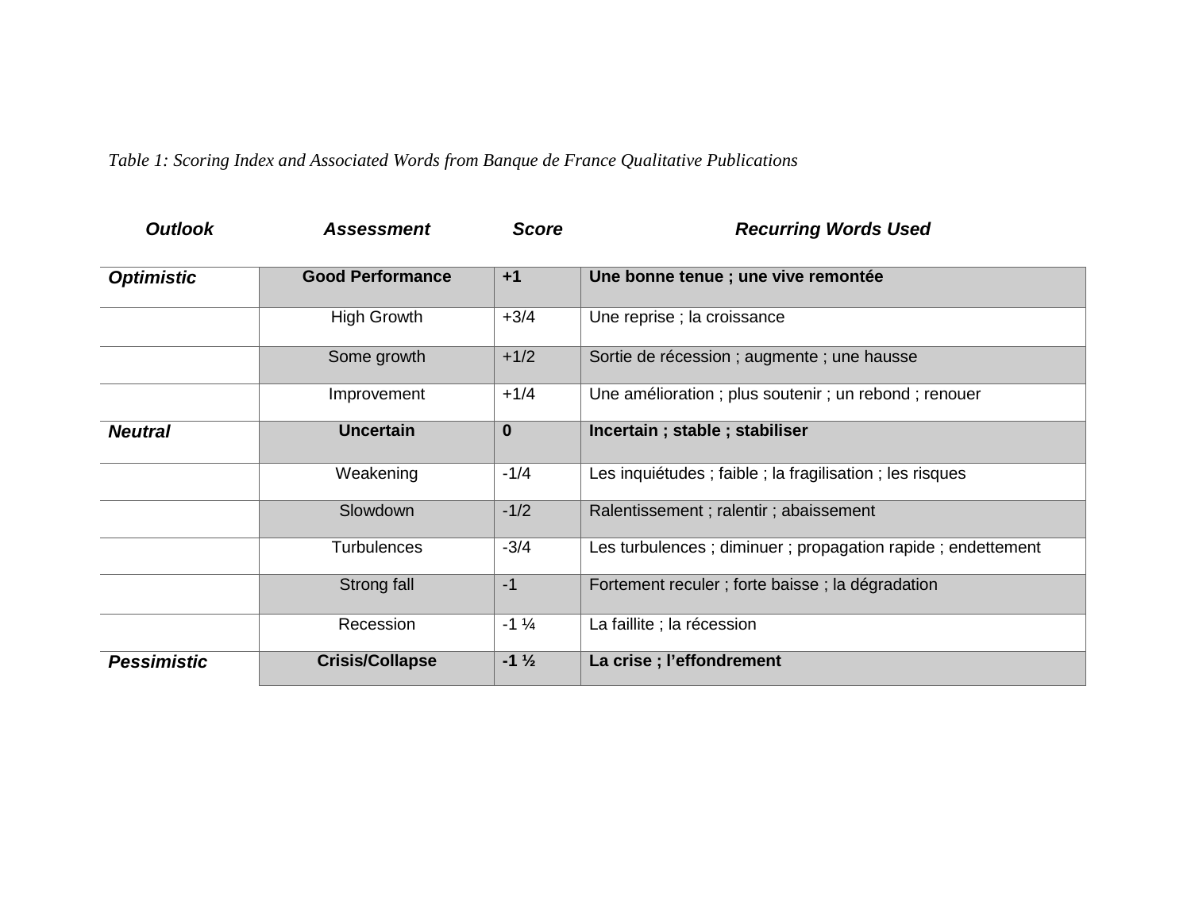*Table 1: Scoring Index and Associated Words from Banque de France Qualitative Publications*

| ***Outlook*** | ***Assessment*** | ***Score*** | ***Recurring Words Used*** |
|---|---|---|---|
| ***Optimistic*** | **Good Performance** | **+1** | **Une bonne tenue ; une vive remontée** |
| | High Growth | +3/4 | Une reprise ; la croissance |
| | Some growth | +1/2 | Sortie de récession ; augmente ; une hausse |
| | Improvement | +1/4 | Une amélioration ; plus soutenir ; un rebond ; renouer |
| ***Neutral*** | **Uncertain** | **0** | **Incertain ; stable ; stabiliser** |
| | Weakening | -1/4 | Les inquiétudes ; faible ; la fragilisation ; les risques |
| | Slowdown | -1/2 | Ralentissement ; ralentir ; abaissement |
| | Turbulences | -3/4 | Les turbulences ; diminuer ; propagation rapide ; endettement |
| | Strong fall | -1 | Fortement reculer ; forte baisse ; la dégradation |
| | Recession | -1 ¼ | La faillite ; la récession |
| ***Pessimistic*** | **Crisis/Collapse** | **-1 ½** | **La crise ; l'effondrement** |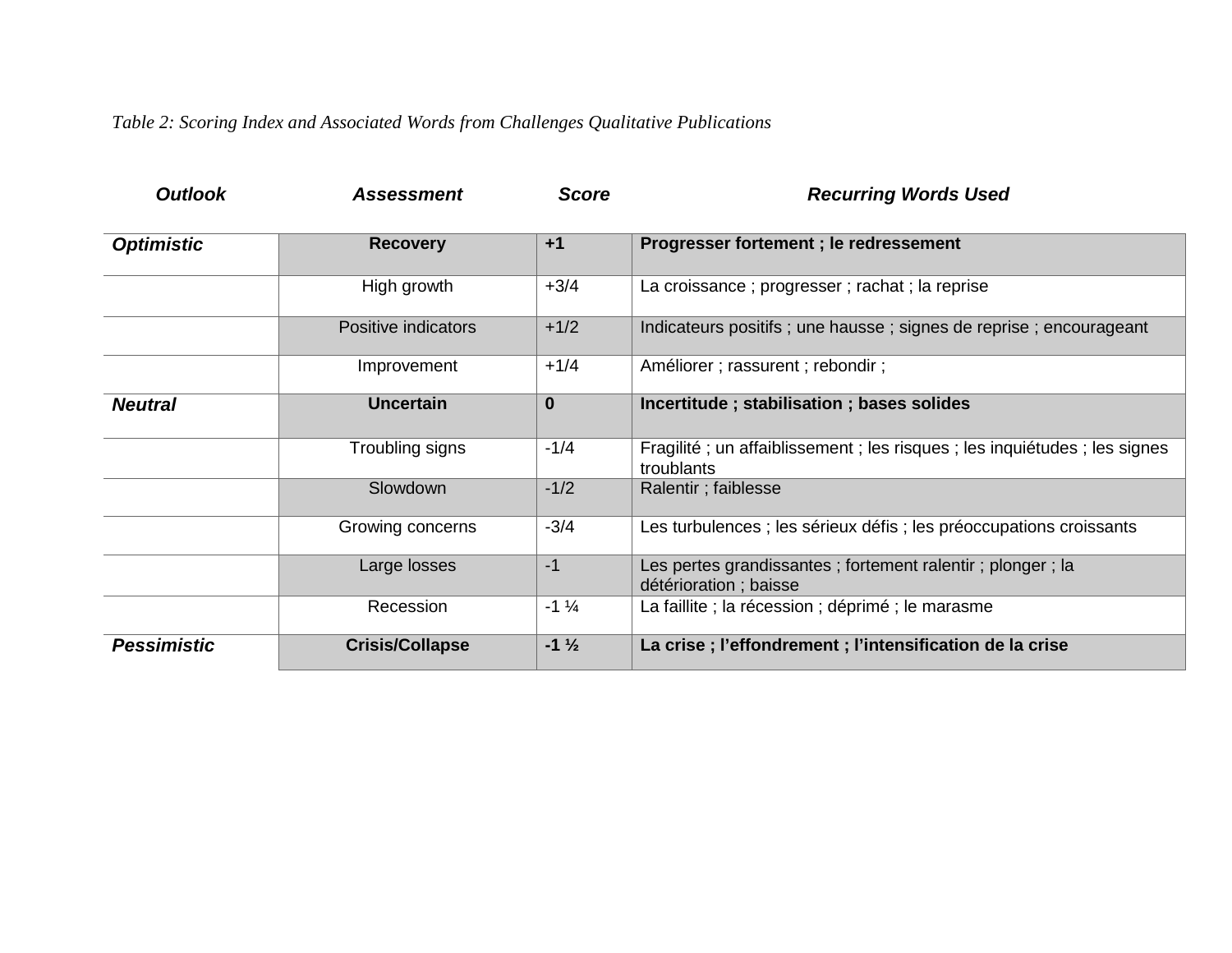*Table 2: Scoring Index and Associated Words from Challenges Qualitative Publications*

| ***Outlook*** | ***Assessment*** | ***Score*** | ***Recurring Words Used*** |
|---|---|---|---|
| ***Optimistic*** | **Recovery** | **+1** | **Progresser fortement ; le redressement** |
| | High growth | +3/4 | La croissance ; progresser ; rachat ; la reprise |
| | Positive indicators | +1/2 | Indicateurs positifs ; une hausse ; signes de reprise ; encourageant |
| | Improvement | +1/4 | Améliorer ; rassurent ; rebondir ; |
| ***Neutral*** | **Uncertain** | **0** | **Incertitude ; stabilisation ; bases solides** |
| | Troubling signs | -1/4 | Fragilité ; un affaiblissement ; les risques ; les inquiétudes ; les signes troublants |
| | Slowdown | -1/2 | Ralentir ; faiblesse |
| | Growing concerns | -3/4 | Les turbulences ; les sérieux défis ; les préoccupations croissants |
| | Large losses | -1 | Les pertes grandissantes ; fortement ralentir ; plonger ; la détérioration ; baisse |
| | Recession | -1 ¼ | La faillite ; la récession ; déprimé ; le marasme |
| ***Pessimistic*** | **Crisis/Collapse** | **-1 ½** | **La crise ; l'effondrement ; l'intensification de la crise** |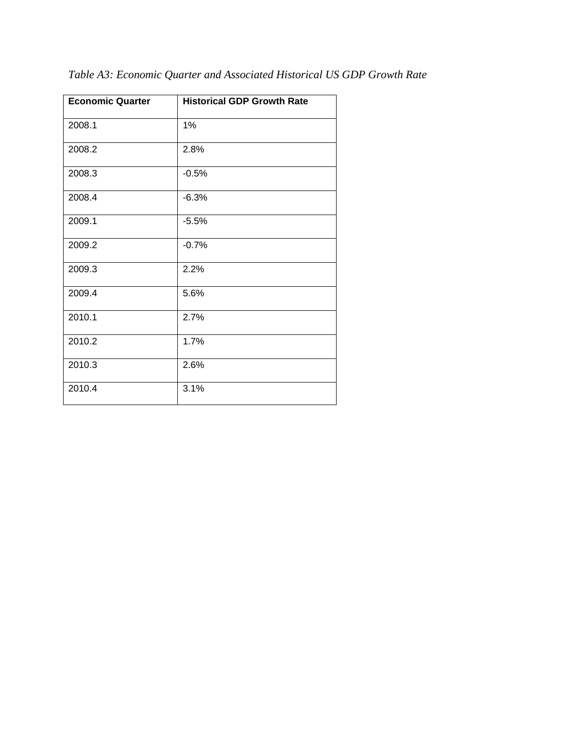*Table A3: Economic Quarter and Associated Historical US GDP Growth Rate*

| **Economic Quarter** | **Historical GDP Growth Rate** |
|---|---|
| 2008.1 | 1% |
| 2008.2 | 2.8% |
| 2008.3 | -0.5% |
| 2008.4 | -6.3% |
| 2009.1 | -5.5% |
| 2009.2 | -0.7% |
| 2009.3 | 2.2% |
| 2009.4 | 5.6% |
| 2010.1 | 2.7% |
| 2010.2 | 1.7% |
| 2010.3 | 2.6% |
| 2010.4 | 3.1% |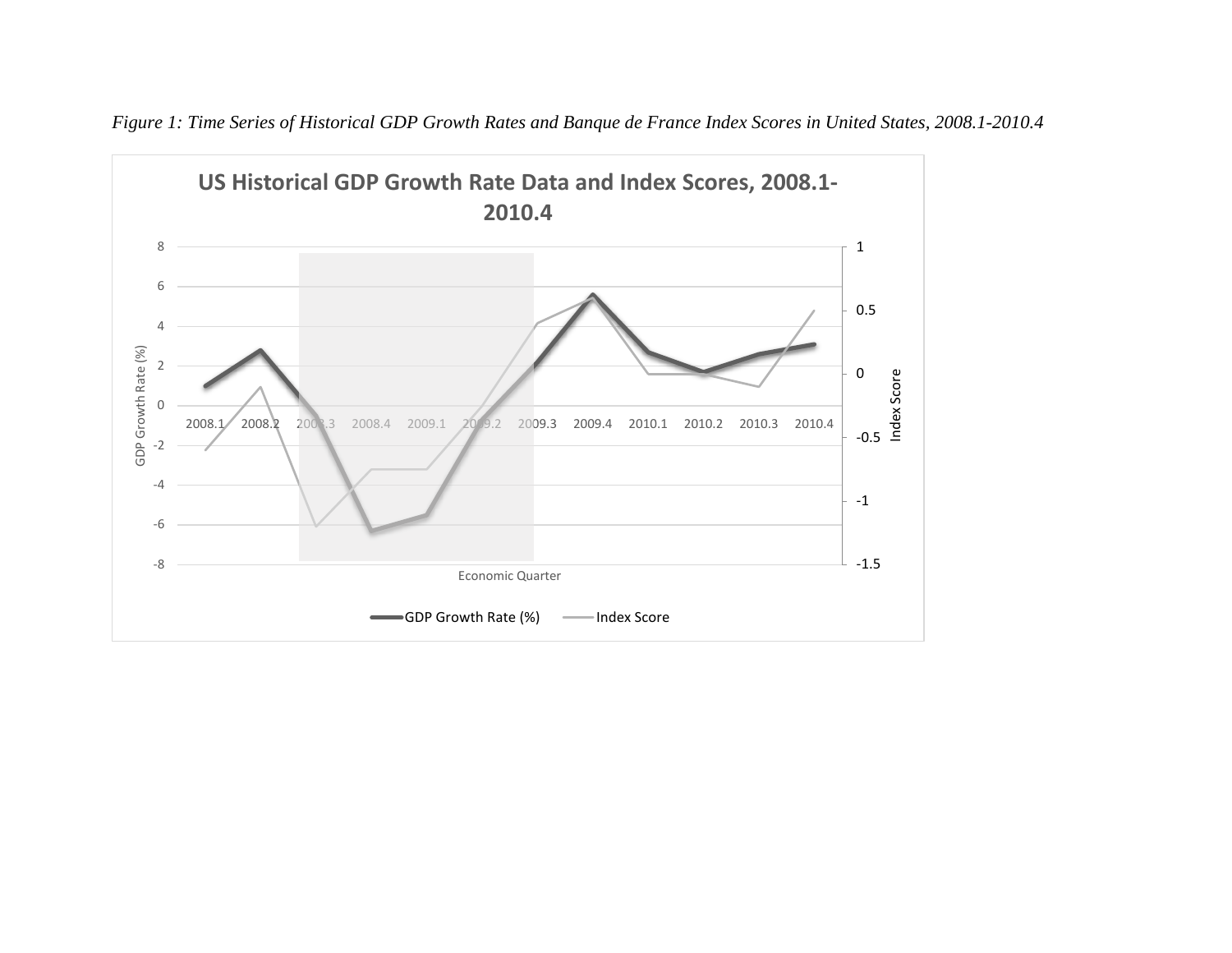*Figure 1: Time Series of Historical GDP Growth Rates and Banque de France Index Scores in United States, 2008.1-2010.4*

**US Historical GDP Growth Rate Data and Index Scores, 2008.1-2010.4**

GDP Growth Rate (%) | Index Score | Economic Quarter

2008.1 2008.2 2008.3 2008.4 2009.1 2009.2 2009.3 2009.4 2010.1 2010.2 2010.3 2010.4

GDP Growth Rate (%) — Index Score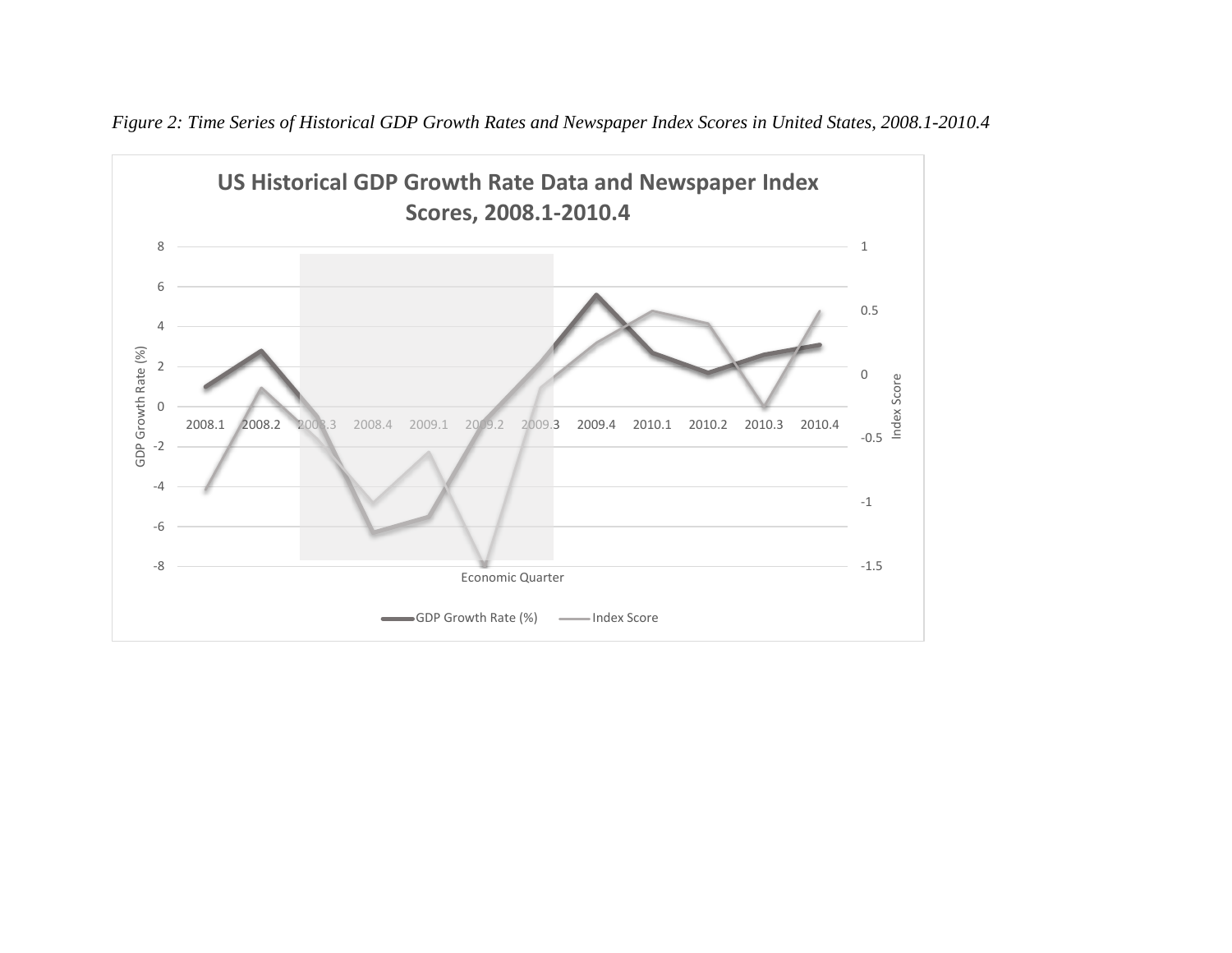*Figure 2: Time Series of Historical GDP Growth Rates and Newspaper Index Scores in United States, 2008.1-2010.4*

US Historical GDP Growth Rate Data and Newspaper Index Scores, 2008.1-2010.4

GDP Growth Rate (%)

8
6
4
2
0
-2
-4
-6
-8

Index Score

1
0.5
0
-0.5
-1
-1.5

2008.1 2008.2 2008.3 2008.4 2009.1 2009.2 2009.3 2009.4 2010.1 2010.2 2010.3 2010.4

Economic Quarter

GDP Growth Rate (%) Index Score